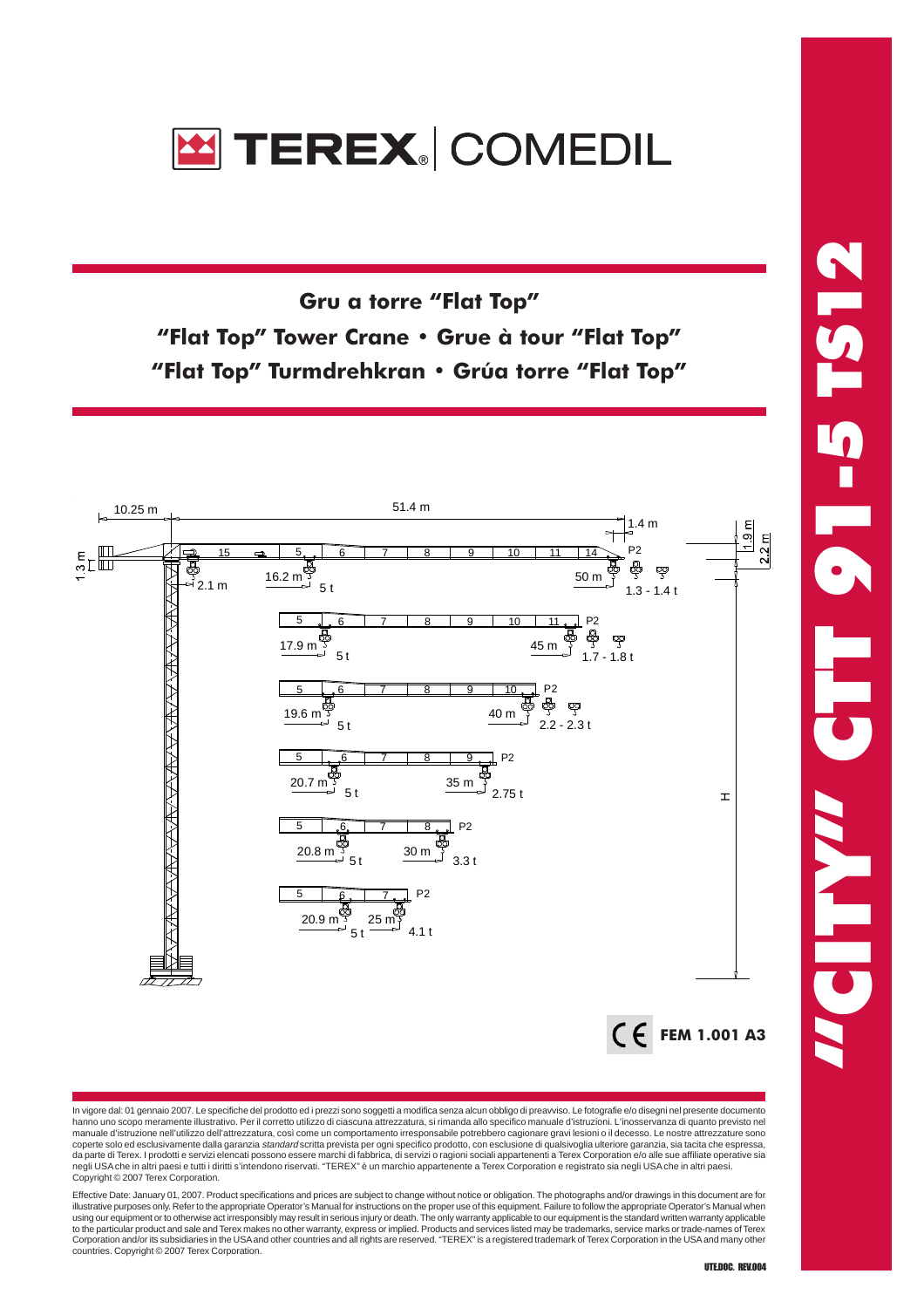# TEREX COMEDIL

## "CITY" CTT 91-5 TS12

**Gru a torre "Flat Top"**

**"Flat Top" Tower Crane • Grue à tour "Flat Top"**

**"Flat Top" Turmdrehkran • Grúa torre "Flat Top"**

10.25 m — 51.4 m — 1.4 m — 1.3 m — 2.1 m — 1.9 m — 2.2 m — H

| Jib sections | Radius at 5 t | Max radius | Load at tip |
|---|---|---|---|
| 15, 5, 6, 7, 8, 9, 10, 11, 14, P2 | 16.2 m – 5 t | 50 m | 1.3 - 1.4 t |
| 5, 6, 7, 8, 9, 10, 11, P2 | 17.9 m – 5 t | 45 m | 1.7 - 1.8 t |
| 5, 6, 7, 8, 9, 10, P2 | 19.6 m – 5 t | 40 m | 2.2 - 2.3 t |
| 5, 6, 7, 8, 9, P2 | 20.7 m – 5 t | 35 m | 2.75 t |
| 5, 6, 7, 8, P2 | 20.8 m – 5 t | 30 m | 3.3 t |
| 5, 6, 7, P2 | 20.9 m – 5 t | 25 m | 4.1 t |

CE **FEM 1.001 A3**

In vigore dal: 01 gennaio 2007. Le specifiche del prodotto ed i prezzi sono soggetti a modifica senza alcun obbligo di preavviso. Le fotografie e/o disegni nel presente documento hanno uno scopo meramente illustrativo. Per il corretto utilizzo di ciascuna attrezzatura, si rimanda allo specifico manuale d'istruzioni. L'inosservanza di quanto previsto nel manuale d'istruzione nell'utilizzo dell'attrezzatura, così come un comportamento irresponsabile potrebbero cagionare gravi lesioni o il decesso. Le nostre attrezzature sono coperte solo ed esclusivamente dalla garanzia *standard* scritta prevista per ogni specifico prodotto, con esclusione di qualsivoglia ulteriore garanzia, sia tacita che espressa, da parte di Terex. I prodotti e servizi elencati possono essere marchi di fabbrica, di servizi o ragioni sociali appartenenti a Terex Corporation e/o alle sue affiliate operative sia negli USA che in altri paesi e tutti i diritti s'intendono riservati. "TEREX" è un marchio appartenente a Terex Corporation e registrato sia negli USA che in altri paesi. Copyright © 2007 Terex Corporation.

Effective Date: January 01, 2007. Product specifications and prices are subject to change without notice or obligation. The photographs and/or drawings in this document are for illustrative purposes only. Refer to the appropriate Operator's Manual for instructions on the proper use of this equipment. Failure to follow the appropriate Operator's Manual when using our equipment or to otherwise act irresponsibly may result in serious injury or death. The only warranty applicable to our equipment is the standard written warranty applicable to the particular product and sale and Terex makes no other warranty, express or implied. Products and services listed may be trademarks, service marks or trade-names of Terex Corporation and/or its subsidiaries in the USA and other countries and all rights are reserved. "TEREX" is a registered trademark of Terex Corporation in the USA and many other countries. Copyright © 2007 Terex Corporation.

UTE.DOC. REV.004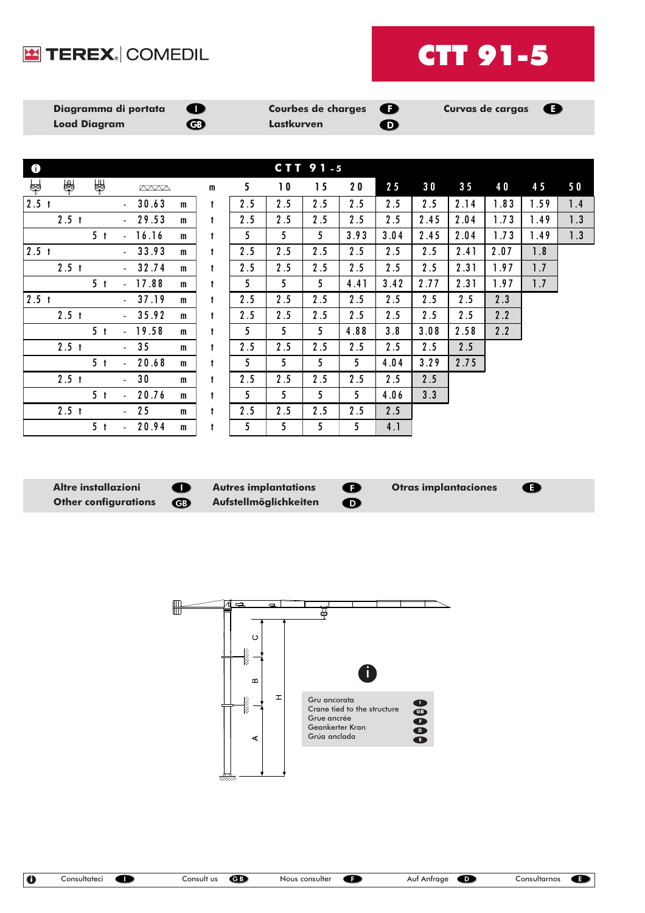# CTT 91-5

**Diagramma di portata** (I) / **Load Diagram** (GB) / **Courbes de charges** (F) / **Lastkurven** (D) / **Curvas de cargas** (E)

| CTT 91-5 | | | | | | m | 5 | 10 | 15 | 20 | 25 | 30 | 35 | 40 | 45 | 50 |
|---|---|---|---|---|---|---|---|---|---|---|---|---|---|---|---|---|
| 2.5 t | | | - | 30.63 | m | t | 2.5 | 2.5 | 2.5 | 2.5 | 2.5 | 2.5 | 2.14 | 1.83 | 1.59 | 1.4 |
| | 2.5 t | | - | 29.53 | m | t | 2.5 | 2.5 | 2.5 | 2.5 | 2.5 | 2.45 | 2.04 | 1.73 | 1.49 | 1.3 |
| | | 5 t | - | 16.16 | m | t | 5 | 5 | 5 | 3.93 | 3.04 | 2.45 | 2.04 | 1.73 | 1.49 | 1.3 |
| 2.5 t | | | - | 33.93 | m | t | 2.5 | 2.5 | 2.5 | 2.5 | 2.5 | 2.5 | 2.41 | 2.07 | 1.8 | |
| | 2.5 t | | - | 32.74 | m | t | 2.5 | 2.5 | 2.5 | 2.5 | 2.5 | 2.5 | 2.31 | 1.97 | 1.7 | |
| | | 5 t | - | 17.88 | m | t | 5 | 5 | 5 | 4.41 | 3.42 | 2.77 | 2.31 | 1.97 | 1.7 | |
| 2.5 t | | | - | 37.19 | m | t | 2.5 | 2.5 | 2.5 | 2.5 | 2.5 | 2.5 | 2.5 | 2.3 | | |
| | 2.5 t | | - | 35.92 | m | t | 2.5 | 2.5 | 2.5 | 2.5 | 2.5 | 2.5 | 2.5 | 2.2 | | |
| | | 5 t | - | 19.58 | m | t | 5 | 5 | 5 | 4.88 | 3.8 | 3.08 | 2.58 | 2.2 | | |
| | 2.5 t | | - | 35 | m | t | 2.5 | 2.5 | 2.5 | 2.5 | 2.5 | 2.5 | 2.5 | | | |
| | | 5 t | - | 20.68 | m | t | 5 | 5 | 5 | 5 | 4.04 | 3.29 | 2.75 | | | |
| | 2.5 t | | - | 30 | m | t | 2.5 | 2.5 | 2.5 | 2.5 | 2.5 | 2.5 | | | | |
| | | 5 t | - | 20.76 | m | t | 5 | 5 | 5 | 5 | 4.06 | 3.3 | | | | |
| | 2.5 t | | - | 25 | m | t | 2.5 | 2.5 | 2.5 | 2.5 | 2.5 | | | | | |
| | | 5 t | - | 20.94 | m | t | 5 | 5 | 5 | 5 | 4.1 | | | | | |

**Altre installazioni** (I) / **Other configurations** (GB) / **Autres implantations** (F) / **Aufstellmöglichkeiten** (D) / **Otras implantaciones** (E)

C
B
A
H

Gru ancorata (I)
Crane tied to the structure (GB)
Grue ancrée (F)
Geankerter Kran (D)
Grúa anclada (E)

Consultateci (I) — Consult us (GB) — Nous consulter (F) — Auf Anfrage (D) — Consultarnos (E)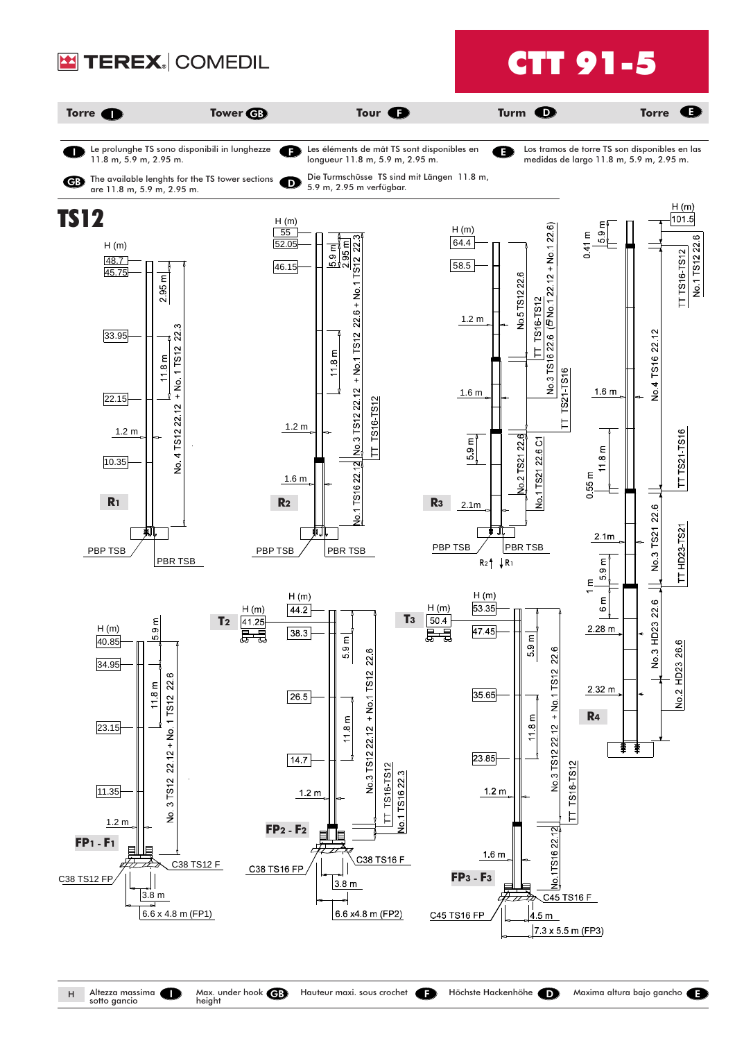# TEREX | COMEDIL — CTT 91-5

| Torre (I) | Tower (GB) | Tour (F) | Turm (D) | Torre (E) |
|---|---|---|---|---|

**(I)** Le prolunghe TS sono disponibili in lunghezze 11.8 m, 5.9 m, 2.95 m.

**(GB)** The available lenghts for the TS tower sections are 11.8 m, 5.9 m, 2.95 m.

**(F)** Les éléments de mât TS sont disponibles en longueur 11.8 m, 5.9 m, 2.95 m.

**(D)** Die Turmschüsse TS sind mit Längen 11.8 m, 5.9 m, 2.95 m verfügbar.

**(E)** Los tramos de torre TS son disponibles en las medidas de largo 11.8 m, 5.9 m, 2.95 m.

## TS12

**R1** — H (m): 48.7, 45.75, 33.95, 22.15, 10.35 — 2.95 m, 11.8 m, 1.2 m — No.4 TS12 22.12 + No.1 TS12 22.3 — PBP TSB, PBR TSB

**R2** — H (m): 55, 52.05, 46.15 — 5.9 m, 2.95 m, 11.8 m, 1.2 m, 1.6 m — No.1 TS16 22.12, No.3 TS12 22.12 + No.1 TS12 22.6 + No.1 TS12 22.3, TT TS16-TS12 — PBP TSB, PBR TSB

**R3** — H (m): 64.4, 58.5 — 1.2 m, 1.6 m, 5.9 m, 2.1m — No.5 TS12 22.6, TT TS16-TS12, No.3 TS16 22.6 (+No.1 22.12 + No.1 22.6), TT TS21-TS16, No.2 TS21 22.6, No.1 TS21 22.6 C1 — PBP TSB, PBR TSB — R2, R1

**R4** — H (m): 101.5 — 0.41 m, 5.9 m, 1.6 m, 11.8 m, 0.55 m, 2.1m, 1 m, 5.9 m, 6 m, 2.28 m, 2.32 m — TT TS16-TS12, No.1 TS12 22.6, No.4 TS16 22.12, TT TS21-TS16, No.3 TS21 22.6, TT HD23-TS21, No.3 HD23 22.6, No.2 HD23 26.6

**FP1 - F1** — H (m): 40.85, 34.95, 23.15, 11.35 — 5.9 m, 11.8 m, 1.2 m — No. 3 TS12 22.12 + No. 1 TS12 22.6 — C38 TS12 F, C38 TS12 FP — 3.8 m, 6.6 x 4.8 m (FP1)

**T2** — H (m): 41.25

**FP2 - F2** — H (m): 44.2, 38.3, 26.5, 14.7 — 5.9 m, 11.8 m, 1.2 m — No.3 TS12 22.12 + No.1 TS12 22.6, TT TS16-TS12, No.1 TS16 22.3 — C38 TS16 F, C38 TS16 FP — 3.8 m, 6.6 x4.8 m (FP2)

**T3** — H (m): 50.4

**FP3 - F3** — H (m): 53.35, 47.45, 35.65, 23.85 — 5.9 m, 11.8 m, 1.2 m, 1.6 m — No.3 TS12 22.12 + No.1 TS12 22.6, TT TS16-TS12, No.1TS16 22.12 — C45 TS16 F, C45 TS16 FP — 4.5 m, 7.3 x 5.5 m (FP3)

| H | Altezza massima sotto gancio (I) | Max. under hook height (GB) | Hauteur maxi. sous crochet (F) | Höchste Hackenhöhe (D) | Maxima altura bajo gancho (E) |
|---|---|---|---|---|---|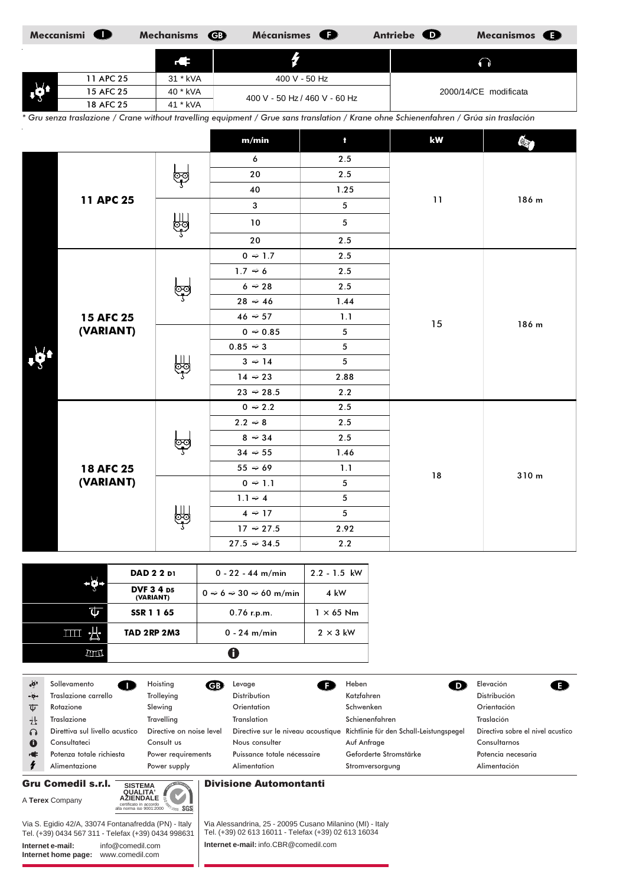| Meccanismi (I) | Mechanisms (GB) | Mécanismes (F) | Antriebe (D) | Mecanismos (E) |
|---|---|---|---|---|

| | | Power requirements | Power supply | Noise level directive |
|---|---|---|---|---|
| Hoisting | 11 APC 25 | 31 * kVA | 400 V - 50 Hz | 2000/14/CE modificata |
| | 15 AFC 25 | 40 * kVA | 400 V - 50 Hz / 460 V - 60 Hz | |
| | 18 AFC 25 | 41 * kVA | | |

*\* Gru senza traslazione / Crane without travelling equipment / Grue sans translation / Krane ohne Schienenfahren / Grúa sin traslación*

| | | | m/min | t | kW | |
|---|---|---|---|---|---|---|
| Hoisting | 11 APC 25 | 2 falls | 6 | 2.5 | 11 | 186 m |
| | | | 20 | 2.5 | | |
| | | | 40 | 1.25 | | |
| | | 4 falls | 3 | 5 | | |
| | | | 10 | 5 | | |
| | | | 20 | 2.5 | | |
| | 15 AFC 25 (VARIANT) | 2 falls | 0 ~ 1.7 | 2.5 | 15 | 186 m |
| | | | 1.7 ~ 6 | 2.5 | | |
| | | | 6 ~ 28 | 2.5 | | |
| | | | 28 ~ 46 | 1.44 | | |
| | | | 46 ~ 57 | 1.1 | | |
| | | 4 falls | 0 ~ 0.85 | 5 | | |
| | | | 0.85 ~ 3 | 5 | | |
| | | | 3 ~ 14 | 5 | | |
| | | | 14 ~ 23 | 2.88 | | |
| | | | 23 ~ 28.5 | 2.2 | | |
| | 18 AFC 25 (VARIANT) | 2 falls | 0 ~ 2.2 | 2.5 | 18 | 310 m |
| | | | 2.2 ~ 8 | 2.5 | | |
| | | | 8 ~ 34 | 2.5 | | |
| | | | 34 ~ 55 | 1.46 | | |
| | | | 55 ~ 69 | 1.1 | | |
| | | 4 falls | 0 ~ 1.1 | 5 | | |
| | | | 1.1 ~ 4 | 5 | | |
| | | | 4 ~ 17 | 5 | | |
| | | | 17 ~ 27.5 | 2.92 | | |
| | | | 27.5 ~ 34.5 | 2.2 | | |

| | | | |
|---|---|---|---|
| Trolleying | **DAD 2 2 D1** | 0 - 22 - 44 m/min | 2.2 - 1.5 kW |
| | **DVF 3 4 D5 (VARIANT)** | 0 ~ 6 ~ 30 ~ 60 m/min | 4 kW |
| Slewing | **SSR 1 1 65** | 0.76 r.p.m. | 1 × 65 Nm |
| Travelling | **TAD 2RP 2M3** | 0 - 24 m/min | 2 × 3 kW |
| Travelling | Consult us | | |

| | Italiano (I) | English (GB) | Français (F) | Deutsch (D) | Español (E) |
|---|---|---|---|---|---|
| Hoisting | Sollevamento | Hoisting | Levage | Heben | Elevación |
| Trolleying | Traslazione carrello | Trolleying | Distribution | Katzfahren | Distribución |
| Slewing | Rotazione | Slewing | Orientation | Schwenken | Orientación |
| Travelling | Traslazione | Travelling | Translation | Schienenfahren | Traslación |
| Noise level | Direttiva sul livello acustico | Directive on noise level | Directive sur le niveau acoustique | Richtlinie für den Schall-Leistungspegel | Directiva sobre el nivel acustico |
| Consult | Consultateci | Consult us | Nous consulter | Auf Anfrage | Consultarnos |
| Power requirements | Potenza totale richiesta | Power requirements | Puissance totale nécessaire | Geforderte Stromstärke | Potencia necesaria |
| Power supply | Alimentazione | Power supply | Alimentation | Stromversorgung | Alimentación |

**Gru Comedil s.r.l.**

A **Terex** Company

SISTEMA QUALITA' AZIENDALE certificato in accordo alla norma iso 9001:2000 SGS

Via S. Egidio 42/A, 33074 Fontanafredda (PN) - Italy
Tel. (+39) 0434 567 311 - Telefax (+39) 0434 998631

**Internet e-mail:** info@comedil.com
**Internet home page:** www.comedil.com

**Divisione Automontanti**

Via Alessandrina, 25 - 20095 Cusano Milanino (MI) - Italy
Tel. (+39) 02 613 16011 - Telefax (+39) 02 613 16034

**Internet e-mail:** info.CBR@comedil.com